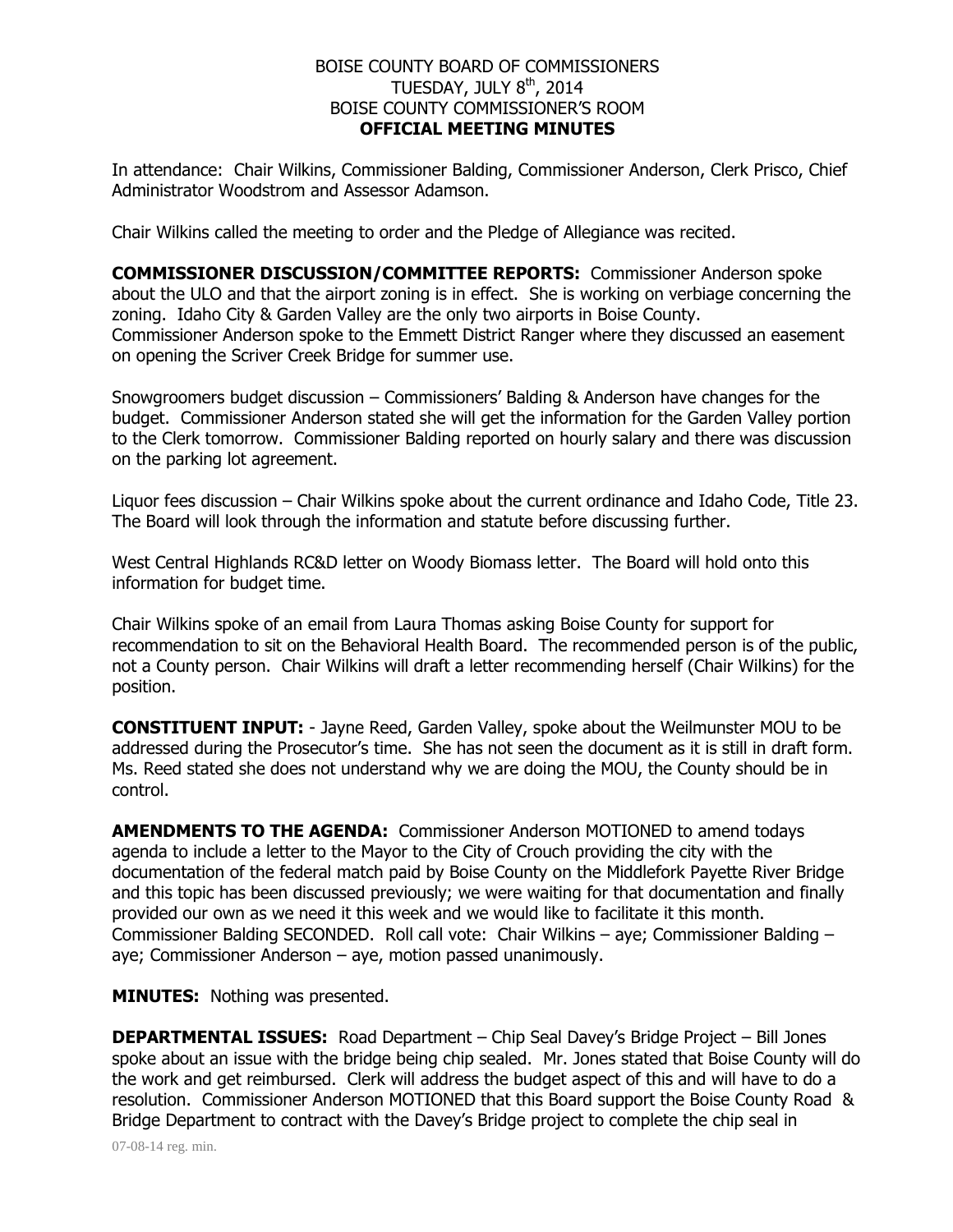BOISE COUNTY BOARD OF COMMISSIONERS
TUESDAY, JULY 8th, 2014
BOISE COUNTY COMMISSIONER'S ROOM
**OFFICIAL MEETING MINUTES**

In attendance: Chair Wilkins, Commissioner Balding, Commissioner Anderson, Clerk Prisco, Chief Administrator Woodstrom and Assessor Adamson.

Chair Wilkins called the meeting to order and the Pledge of Allegiance was recited.

**COMMISSIONER DISCUSSION/COMMITTEE REPORTS:** Commissioner Anderson spoke about the ULO and that the airport zoning is in effect. She is working on verbiage concerning the zoning. Idaho City & Garden Valley are the only two airports in Boise County.
Commissioner Anderson spoke to the Emmett District Ranger where they discussed an easement on opening the Scriver Creek Bridge for summer use.

Snowgroomers budget discussion – Commissioners' Balding & Anderson have changes for the budget. Commissioner Anderson stated she will get the information for the Garden Valley portion to the Clerk tomorrow. Commissioner Balding reported on hourly salary and there was discussion on the parking lot agreement.

Liquor fees discussion – Chair Wilkins spoke about the current ordinance and Idaho Code, Title 23. The Board will look through the information and statute before discussing further.

West Central Highlands RC&D letter on Woody Biomass letter. The Board will hold onto this information for budget time.

Chair Wilkins spoke of an email from Laura Thomas asking Boise County for support for recommendation to sit on the Behavioral Health Board. The recommended person is of the public, not a County person. Chair Wilkins will draft a letter recommending herself (Chair Wilkins) for the position.

**CONSTITUENT INPUT:** - Jayne Reed, Garden Valley, spoke about the Weilmunster MOU to be addressed during the Prosecutor's time. She has not seen the document as it is still in draft form. Ms. Reed stated she does not understand why we are doing the MOU, the County should be in control.

**AMENDMENTS TO THE AGENDA:** Commissioner Anderson MOTIONED to amend todays agenda to include a letter to the Mayor to the City of Crouch providing the city with the documentation of the federal match paid by Boise County on the Middlefork Payette River Bridge and this topic has been discussed previously; we were waiting for that documentation and finally provided our own as we need it this week and we would like to facilitate it this month. Commissioner Balding SECONDED. Roll call vote: Chair Wilkins – aye; Commissioner Balding – aye; Commissioner Anderson – aye, motion passed unanimously.

**MINUTES:** Nothing was presented.

**DEPARTMENTAL ISSUES:** Road Department – Chip Seal Davey's Bridge Project – Bill Jones spoke about an issue with the bridge being chip sealed. Mr. Jones stated that Boise County will do the work and get reimbursed. Clerk will address the budget aspect of this and will have to do a resolution. Commissioner Anderson MOTIONED that this Board support the Boise County Road & Bridge Department to contract with the Davey's Bridge project to complete the chip seal in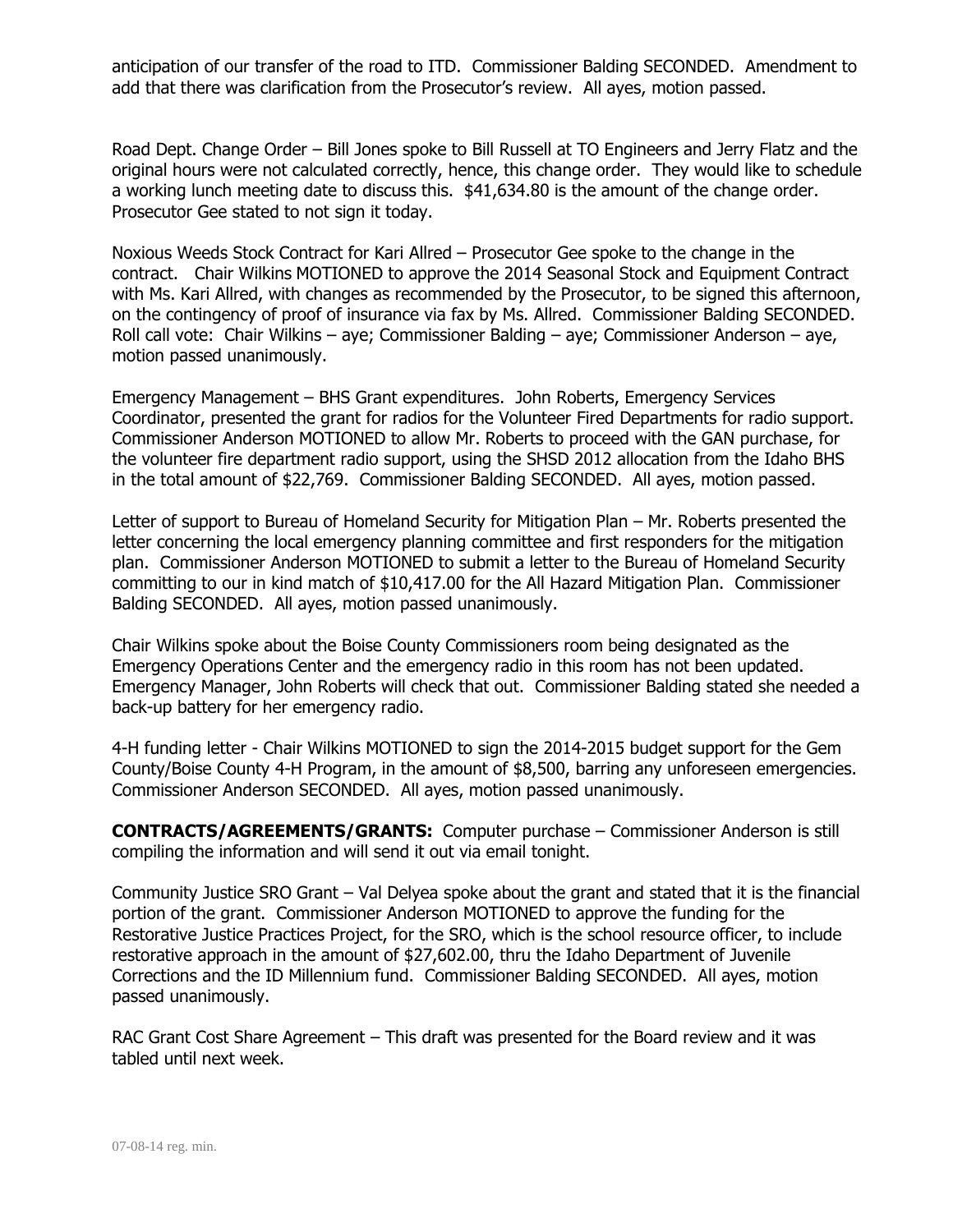anticipation of our transfer of the road to ITD. Commissioner Balding SECONDED. Amendment to add that there was clarification from the Prosecutor's review. All ayes, motion passed.

Road Dept. Change Order – Bill Jones spoke to Bill Russell at TO Engineers and Jerry Flatz and the original hours were not calculated correctly, hence, this change order. They would like to schedule a working lunch meeting date to discuss this. $41,634.80 is the amount of the change order. Prosecutor Gee stated to not sign it today.

Noxious Weeds Stock Contract for Kari Allred – Prosecutor Gee spoke to the change in the contract. Chair Wilkins MOTIONED to approve the 2014 Seasonal Stock and Equipment Contract with Ms. Kari Allred, with changes as recommended by the Prosecutor, to be signed this afternoon, on the contingency of proof of insurance via fax by Ms. Allred. Commissioner Balding SECONDED. Roll call vote: Chair Wilkins – aye; Commissioner Balding – aye; Commissioner Anderson – aye, motion passed unanimously.

Emergency Management – BHS Grant expenditures. John Roberts, Emergency Services Coordinator, presented the grant for radios for the Volunteer Fired Departments for radio support. Commissioner Anderson MOTIONED to allow Mr. Roberts to proceed with the GAN purchase, for the volunteer fire department radio support, using the SHSD 2012 allocation from the Idaho BHS in the total amount of $22,769. Commissioner Balding SECONDED. All ayes, motion passed.

Letter of support to Bureau of Homeland Security for Mitigation Plan – Mr. Roberts presented the letter concerning the local emergency planning committee and first responders for the mitigation plan. Commissioner Anderson MOTIONED to submit a letter to the Bureau of Homeland Security committing to our in kind match of $10,417.00 for the All Hazard Mitigation Plan. Commissioner Balding SECONDED. All ayes, motion passed unanimously.

Chair Wilkins spoke about the Boise County Commissioners room being designated as the Emergency Operations Center and the emergency radio in this room has not been updated. Emergency Manager, John Roberts will check that out. Commissioner Balding stated she needed a back-up battery for her emergency radio.

4-H funding letter - Chair Wilkins MOTIONED to sign the 2014-2015 budget support for the Gem County/Boise County 4-H Program, in the amount of $8,500, barring any unforeseen emergencies. Commissioner Anderson SECONDED. All ayes, motion passed unanimously.

**CONTRACTS/AGREEMENTS/GRANTS:** Computer purchase – Commissioner Anderson is still compiling the information and will send it out via email tonight.

Community Justice SRO Grant – Val Delyea spoke about the grant and stated that it is the financial portion of the grant. Commissioner Anderson MOTIONED to approve the funding for the Restorative Justice Practices Project, for the SRO, which is the school resource officer, to include restorative approach in the amount of $27,602.00, thru the Idaho Department of Juvenile Corrections and the ID Millennium fund. Commissioner Balding SECONDED. All ayes, motion passed unanimously.

RAC Grant Cost Share Agreement – This draft was presented for the Board review and it was tabled until next week.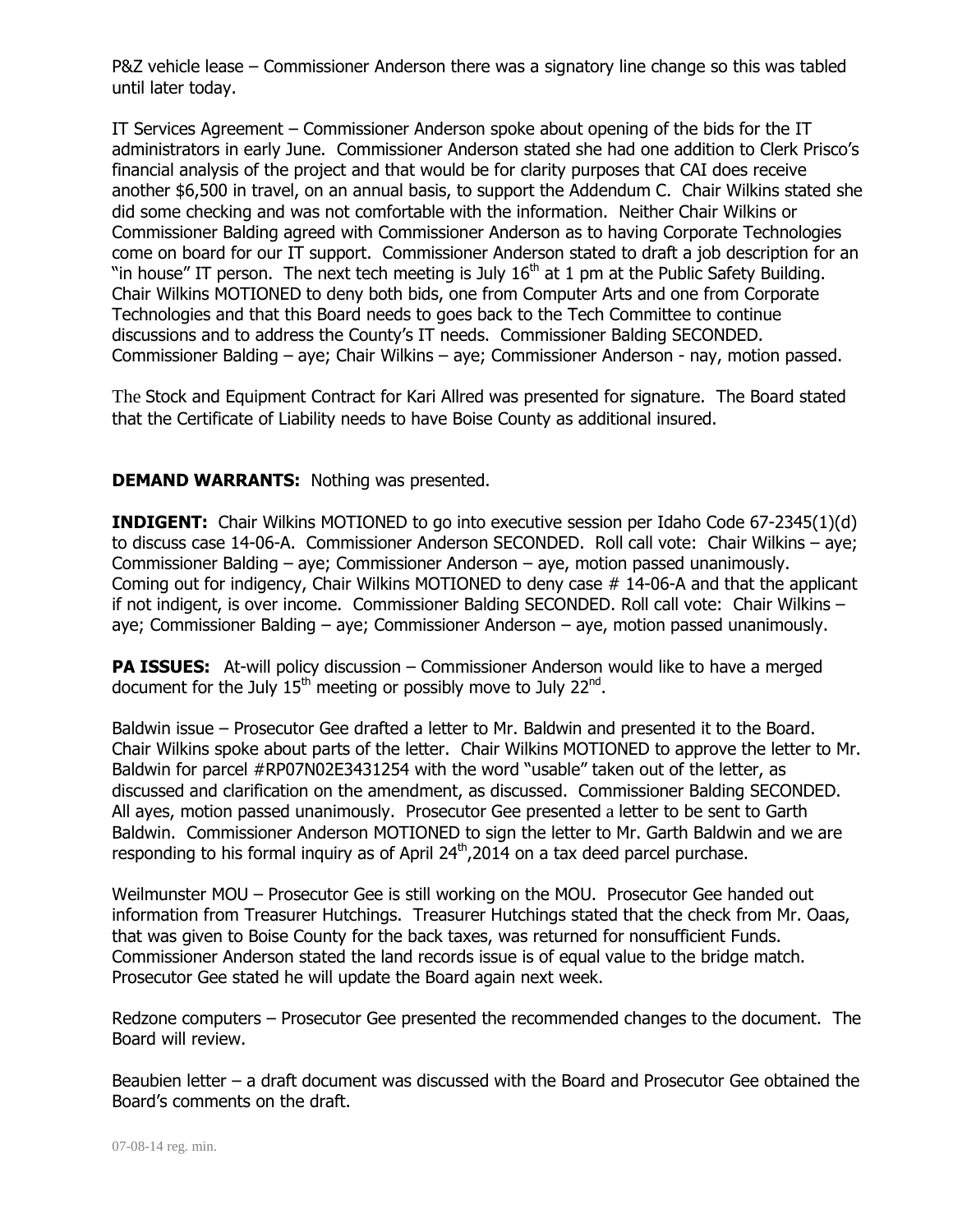P&Z vehicle lease – Commissioner Anderson there was a signatory line change so this was tabled until later today.

IT Services Agreement – Commissioner Anderson spoke about opening of the bids for the IT administrators in early June. Commissioner Anderson stated she had one addition to Clerk Prisco's financial analysis of the project and that would be for clarity purposes that CAI does receive another $6,500 in travel, on an annual basis, to support the Addendum C. Chair Wilkins stated she did some checking and was not comfortable with the information. Neither Chair Wilkins or Commissioner Balding agreed with Commissioner Anderson as to having Corporate Technologies come on board for our IT support. Commissioner Anderson stated to draft a job description for an "in house" IT person. The next tech meeting is July 16th at 1 pm at the Public Safety Building. Chair Wilkins MOTIONED to deny both bids, one from Computer Arts and one from Corporate Technologies and that this Board needs to goes back to the Tech Committee to continue discussions and to address the County's IT needs. Commissioner Balding SECONDED. Commissioner Balding – aye; Chair Wilkins – aye; Commissioner Anderson - nay, motion passed.

The Stock and Equipment Contract for Kari Allred was presented for signature. The Board stated that the Certificate of Liability needs to have Boise County as additional insured.

**DEMAND WARRANTS:** Nothing was presented.

**INDIGENT:** Chair Wilkins MOTIONED to go into executive session per Idaho Code 67-2345(1)(d) to discuss case 14-06-A. Commissioner Anderson SECONDED. Roll call vote: Chair Wilkins – aye; Commissioner Balding – aye; Commissioner Anderson – aye, motion passed unanimously. Coming out for indigency, Chair Wilkins MOTIONED to deny case # 14-06-A and that the applicant if not indigent, is over income. Commissioner Balding SECONDED. Roll call vote: Chair Wilkins – aye; Commissioner Balding – aye; Commissioner Anderson – aye, motion passed unanimously.

**PA ISSUES:** At-will policy discussion – Commissioner Anderson would like to have a merged document for the July 15th meeting or possibly move to July 22nd.

Baldwin issue – Prosecutor Gee drafted a letter to Mr. Baldwin and presented it to the Board. Chair Wilkins spoke about parts of the letter. Chair Wilkins MOTIONED to approve the letter to Mr. Baldwin for parcel #RP07N02E3431254 with the word "usable" taken out of the letter, as discussed and clarification on the amendment, as discussed. Commissioner Balding SECONDED. All ayes, motion passed unanimously. Prosecutor Gee presented a letter to be sent to Garth Baldwin. Commissioner Anderson MOTIONED to sign the letter to Mr. Garth Baldwin and we are responding to his formal inquiry as of April 24th,2014 on a tax deed parcel purchase.

Weilmunster MOU – Prosecutor Gee is still working on the MOU. Prosecutor Gee handed out information from Treasurer Hutchings. Treasurer Hutchings stated that the check from Mr. Oaas, that was given to Boise County for the back taxes, was returned for nonsufficient Funds. Commissioner Anderson stated the land records issue is of equal value to the bridge match. Prosecutor Gee stated he will update the Board again next week.

Redzone computers – Prosecutor Gee presented the recommended changes to the document. The Board will review.

Beaubien letter – a draft document was discussed with the Board and Prosecutor Gee obtained the Board's comments on the draft.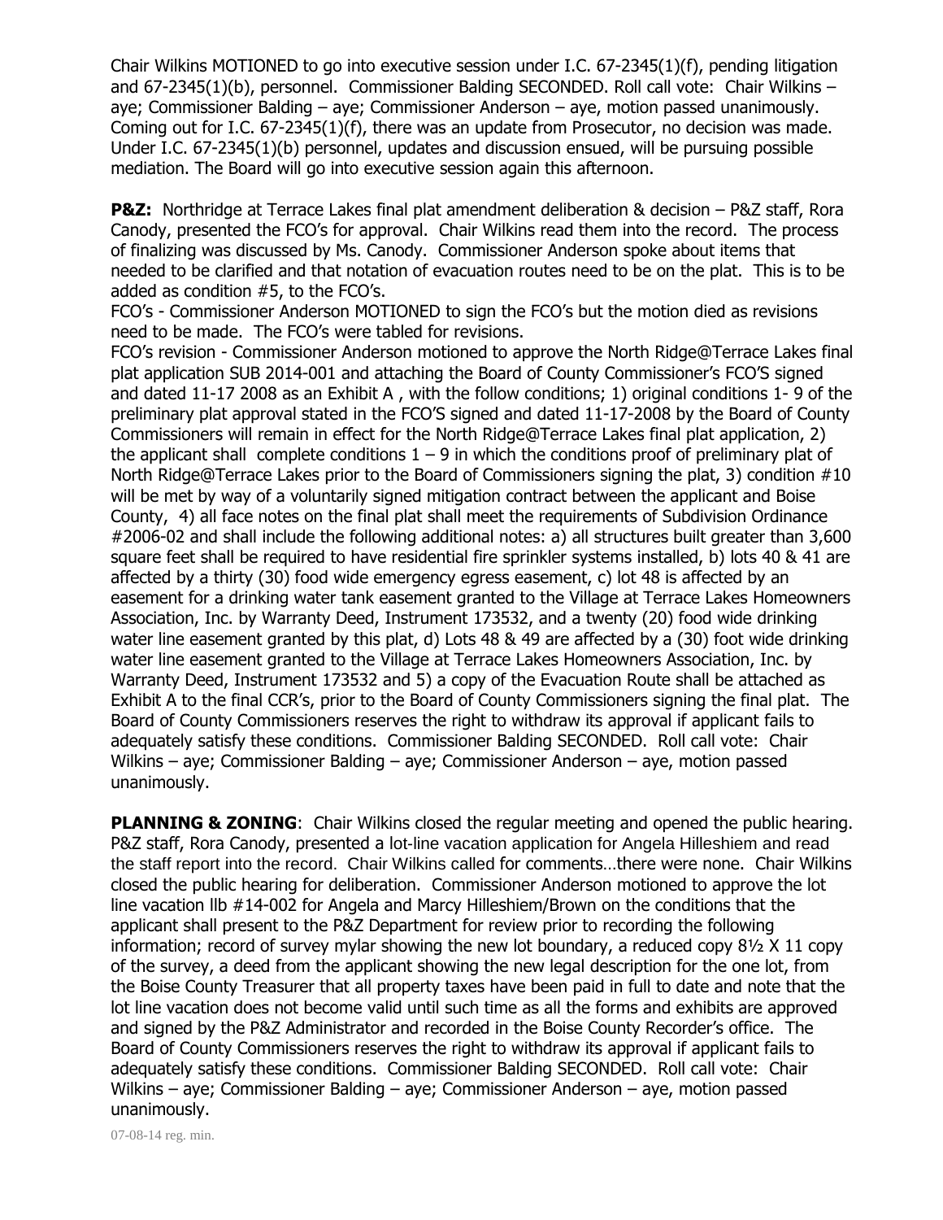Chair Wilkins MOTIONED to go into executive session under I.C. 67-2345(1)(f), pending litigation and 67-2345(1)(b), personnel. Commissioner Balding SECONDED. Roll call vote: Chair Wilkins – aye; Commissioner Balding – aye; Commissioner Anderson – aye, motion passed unanimously. Coming out for I.C. 67-2345(1)(f), there was an update from Prosecutor, no decision was made. Under I.C. 67-2345(1)(b) personnel, updates and discussion ensued, will be pursuing possible mediation. The Board will go into executive session again this afternoon.

**P&Z:** Northridge at Terrace Lakes final plat amendment deliberation & decision – P&Z staff, Rora Canody, presented the FCO's for approval. Chair Wilkins read them into the record. The process of finalizing was discussed by Ms. Canody. Commissioner Anderson spoke about items that needed to be clarified and that notation of evacuation routes need to be on the plat. This is to be added as condition #5, to the FCO's.

FCO's - Commissioner Anderson MOTIONED to sign the FCO's but the motion died as revisions need to be made. The FCO's were tabled for revisions.

FCO's revision - Commissioner Anderson motioned to approve the North Ridge@Terrace Lakes final plat application SUB 2014-001 and attaching the Board of County Commissioner's FCO'S signed and dated 11-17 2008 as an Exhibit A , with the follow conditions; 1) original conditions 1- 9 of the preliminary plat approval stated in the FCO'S signed and dated 11-17-2008 by the Board of County Commissioners will remain in effect for the North Ridge@Terrace Lakes final plat application, 2) the applicant shall complete conditions 1 – 9 in which the conditions proof of preliminary plat of North Ridge@Terrace Lakes prior to the Board of Commissioners signing the plat, 3) condition #10 will be met by way of a voluntarily signed mitigation contract between the applicant and Boise County, 4) all face notes on the final plat shall meet the requirements of Subdivision Ordinance #2006-02 and shall include the following additional notes: a) all structures built greater than 3,600 square feet shall be required to have residential fire sprinkler systems installed, b) lots 40 & 41 are affected by a thirty (30) food wide emergency egress easement, c) lot 48 is affected by an easement for a drinking water tank easement granted to the Village at Terrace Lakes Homeowners Association, Inc. by Warranty Deed, Instrument 173532, and a twenty (20) food wide drinking water line easement granted by this plat, d) Lots 48 & 49 are affected by a (30) foot wide drinking water line easement granted to the Village at Terrace Lakes Homeowners Association, Inc. by Warranty Deed, Instrument 173532 and 5) a copy of the Evacuation Route shall be attached as Exhibit A to the final CCR's, prior to the Board of County Commissioners signing the final plat. The Board of County Commissioners reserves the right to withdraw its approval if applicant fails to adequately satisfy these conditions. Commissioner Balding SECONDED. Roll call vote: Chair Wilkins – aye; Commissioner Balding – aye; Commissioner Anderson – aye, motion passed unanimously.

**PLANNING & ZONING**: Chair Wilkins closed the regular meeting and opened the public hearing. P&Z staff, Rora Canody, presented a lot-line vacation application for Angela Hilleshiem and read the staff report into the record. Chair Wilkins called for comments…there were none. Chair Wilkins closed the public hearing for deliberation. Commissioner Anderson motioned to approve the lot line vacation llb #14-002 for Angela and Marcy Hilleshiem/Brown on the conditions that the applicant shall present to the P&Z Department for review prior to recording the following information; record of survey mylar showing the new lot boundary, a reduced copy 8½ X 11 copy of the survey, a deed from the applicant showing the new legal description for the one lot, from the Boise County Treasurer that all property taxes have been paid in full to date and note that the lot line vacation does not become valid until such time as all the forms and exhibits are approved and signed by the P&Z Administrator and recorded in the Boise County Recorder's office. The Board of County Commissioners reserves the right to withdraw its approval if applicant fails to adequately satisfy these conditions. Commissioner Balding SECONDED. Roll call vote: Chair Wilkins – aye; Commissioner Balding – aye; Commissioner Anderson – aye, motion passed unanimously.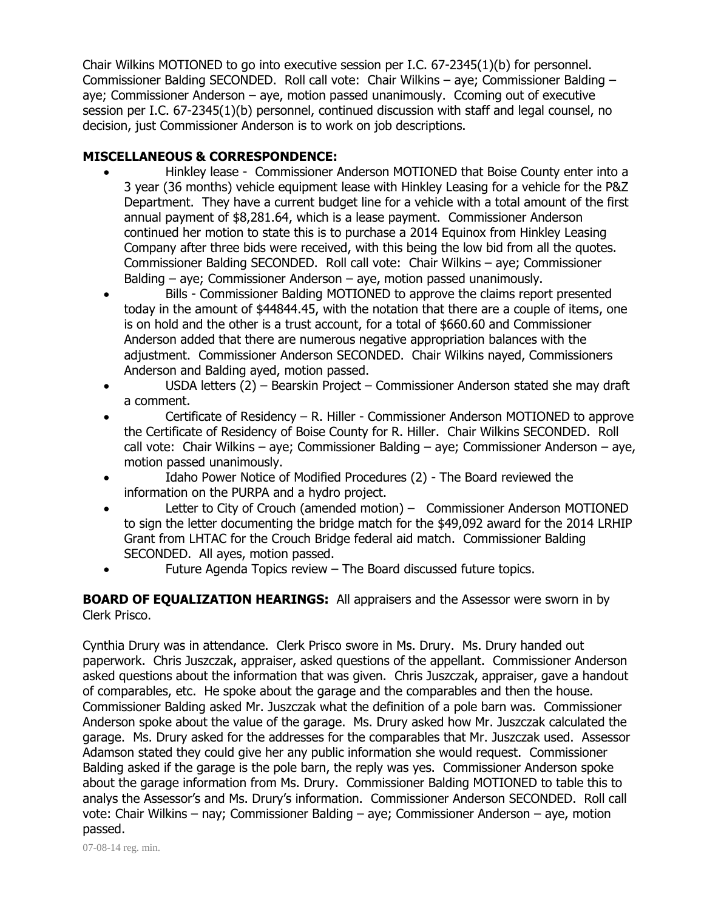Chair Wilkins MOTIONED to go into executive session per I.C. 67-2345(1)(b) for personnel. Commissioner Balding SECONDED. Roll call vote: Chair Wilkins – aye; Commissioner Balding – aye; Commissioner Anderson – aye, motion passed unanimously. Ccoming out of executive session per I.C. 67-2345(1)(b) personnel, continued discussion with staff and legal counsel, no decision, just Commissioner Anderson is to work on job descriptions.

**MISCELLANEOUS & CORRESPONDENCE:**

- Hinkley lease - Commissioner Anderson MOTIONED that Boise County enter into a 3 year (36 months) vehicle equipment lease with Hinkley Leasing for a vehicle for the P&Z Department. They have a current budget line for a vehicle with a total amount of the first annual payment of $8,281.64, which is a lease payment. Commissioner Anderson continued her motion to state this is to purchase a 2014 Equinox from Hinkley Leasing Company after three bids were received, with this being the low bid from all the quotes. Commissioner Balding SECONDED. Roll call vote: Chair Wilkins – aye; Commissioner Balding – aye; Commissioner Anderson – aye, motion passed unanimously.
- Bills - Commissioner Balding MOTIONED to approve the claims report presented today in the amount of $44844.45, with the notation that there are a couple of items, one is on hold and the other is a trust account, for a total of $660.60 and Commissioner Anderson added that there are numerous negative appropriation balances with the adjustment. Commissioner Anderson SECONDED. Chair Wilkins nayed, Commissioners Anderson and Balding ayed, motion passed.
- USDA letters (2) – Bearskin Project – Commissioner Anderson stated she may draft a comment.
- Certificate of Residency – R. Hiller - Commissioner Anderson MOTIONED to approve the Certificate of Residency of Boise County for R. Hiller. Chair Wilkins SECONDED. Roll call vote: Chair Wilkins – aye; Commissioner Balding – aye; Commissioner Anderson – aye, motion passed unanimously.
- Idaho Power Notice of Modified Procedures (2) - The Board reviewed the information on the PURPA and a hydro project.
- Letter to City of Crouch (amended motion) – Commissioner Anderson MOTIONED to sign the letter documenting the bridge match for the $49,092 award for the 2014 LRHIP Grant from LHTAC for the Crouch Bridge federal aid match. Commissioner Balding SECONDED. All ayes, motion passed.
- Future Agenda Topics review – The Board discussed future topics.

**BOARD OF EQUALIZATION HEARINGS:** All appraisers and the Assessor were sworn in by Clerk Prisco.

Cynthia Drury was in attendance. Clerk Prisco swore in Ms. Drury. Ms. Drury handed out paperwork. Chris Juszczak, appraiser, asked questions of the appellant. Commissioner Anderson asked questions about the information that was given. Chris Juszczak, appraiser, gave a handout of comparables, etc. He spoke about the garage and the comparables and then the house. Commissioner Balding asked Mr. Juszczak what the definition of a pole barn was. Commissioner Anderson spoke about the value of the garage. Ms. Drury asked how Mr. Juszczak calculated the garage. Ms. Drury asked for the addresses for the comparables that Mr. Juszczak used. Assessor Adamson stated they could give her any public information she would request. Commissioner Balding asked if the garage is the pole barn, the reply was yes. Commissioner Anderson spoke about the garage information from Ms. Drury. Commissioner Balding MOTIONED to table this to analys the Assessor's and Ms. Drury's information. Commissioner Anderson SECONDED. Roll call vote: Chair Wilkins – nay; Commissioner Balding – aye; Commissioner Anderson – aye, motion passed.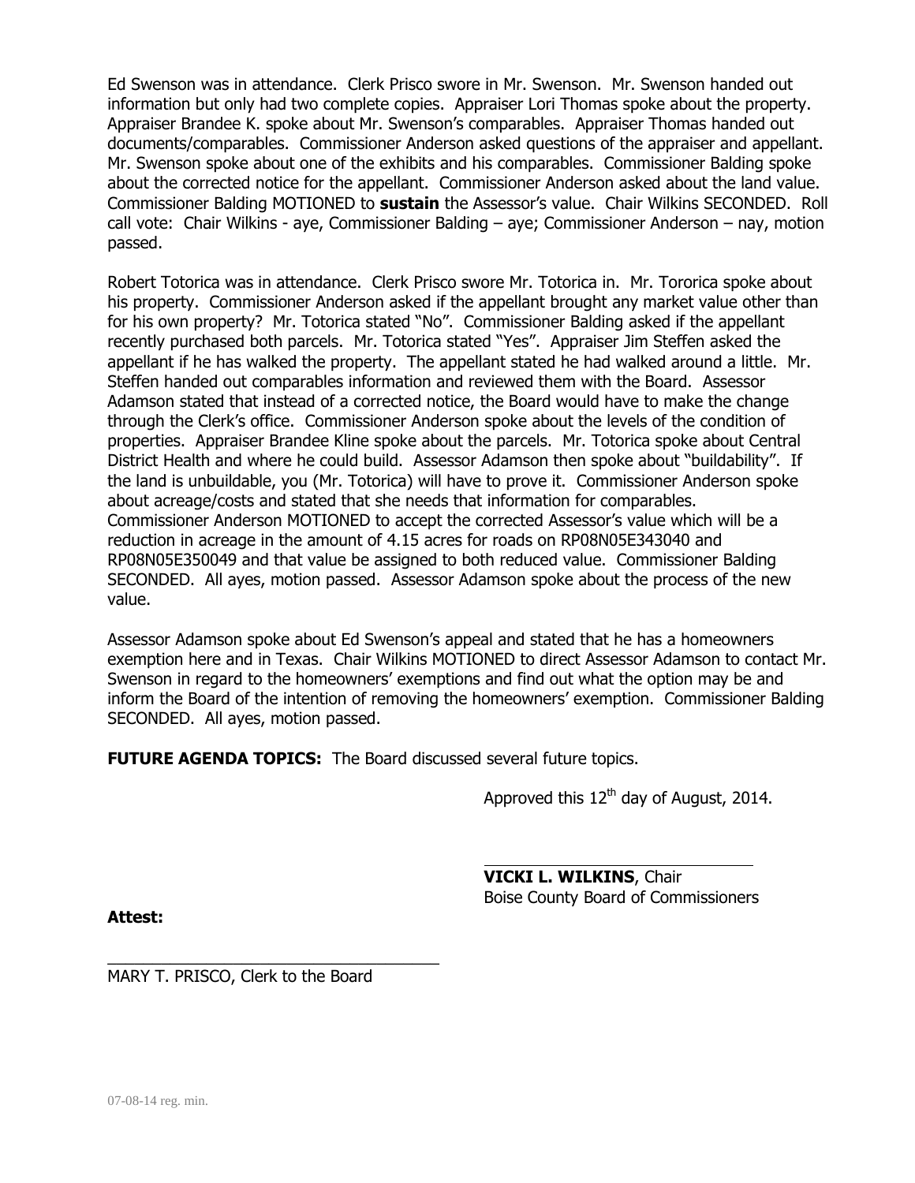Ed Swenson was in attendance. Clerk Prisco swore in Mr. Swenson. Mr. Swenson handed out information but only had two complete copies. Appraiser Lori Thomas spoke about the property. Appraiser Brandee K. spoke about Mr. Swenson's comparables. Appraiser Thomas handed out documents/comparables. Commissioner Anderson asked questions of the appraiser and appellant. Mr. Swenson spoke about one of the exhibits and his comparables. Commissioner Balding spoke about the corrected notice for the appellant. Commissioner Anderson asked about the land value. Commissioner Balding MOTIONED to **sustain** the Assessor's value. Chair Wilkins SECONDED. Roll call vote: Chair Wilkins - aye, Commissioner Balding – aye; Commissioner Anderson – nay, motion passed.

Robert Totorica was in attendance. Clerk Prisco swore Mr. Totorica in. Mr. Tororica spoke about his property. Commissioner Anderson asked if the appellant brought any market value other than for his own property? Mr. Totorica stated "No". Commissioner Balding asked if the appellant recently purchased both parcels. Mr. Totorica stated "Yes". Appraiser Jim Steffen asked the appellant if he has walked the property. The appellant stated he had walked around a little. Mr. Steffen handed out comparables information and reviewed them with the Board. Assessor Adamson stated that instead of a corrected notice, the Board would have to make the change through the Clerk's office. Commissioner Anderson spoke about the levels of the condition of properties. Appraiser Brandee Kline spoke about the parcels. Mr. Totorica spoke about Central District Health and where he could build. Assessor Adamson then spoke about "buildability". If the land is unbuildable, you (Mr. Totorica) will have to prove it. Commissioner Anderson spoke about acreage/costs and stated that she needs that information for comparables. Commissioner Anderson MOTIONED to accept the corrected Assessor's value which will be a reduction in acreage in the amount of 4.15 acres for roads on RP08N05E343040 and RP08N05E350049 and that value be assigned to both reduced value. Commissioner Balding SECONDED. All ayes, motion passed. Assessor Adamson spoke about the process of the new value.

Assessor Adamson spoke about Ed Swenson's appeal and stated that he has a homeowners exemption here and in Texas. Chair Wilkins MOTIONED to direct Assessor Adamson to contact Mr. Swenson in regard to the homeowners' exemptions and find out what the option may be and inform the Board of the intention of removing the homeowners' exemption. Commissioner Balding SECONDED. All ayes, motion passed.

**FUTURE AGENDA TOPICS:** The Board discussed several future topics.

Approved this 12th day of August, 2014.

**VICKI L. WILKINS**, Chair
Boise County Board of Commissioners

**Attest:**

MARY T. PRISCO, Clerk to the Board